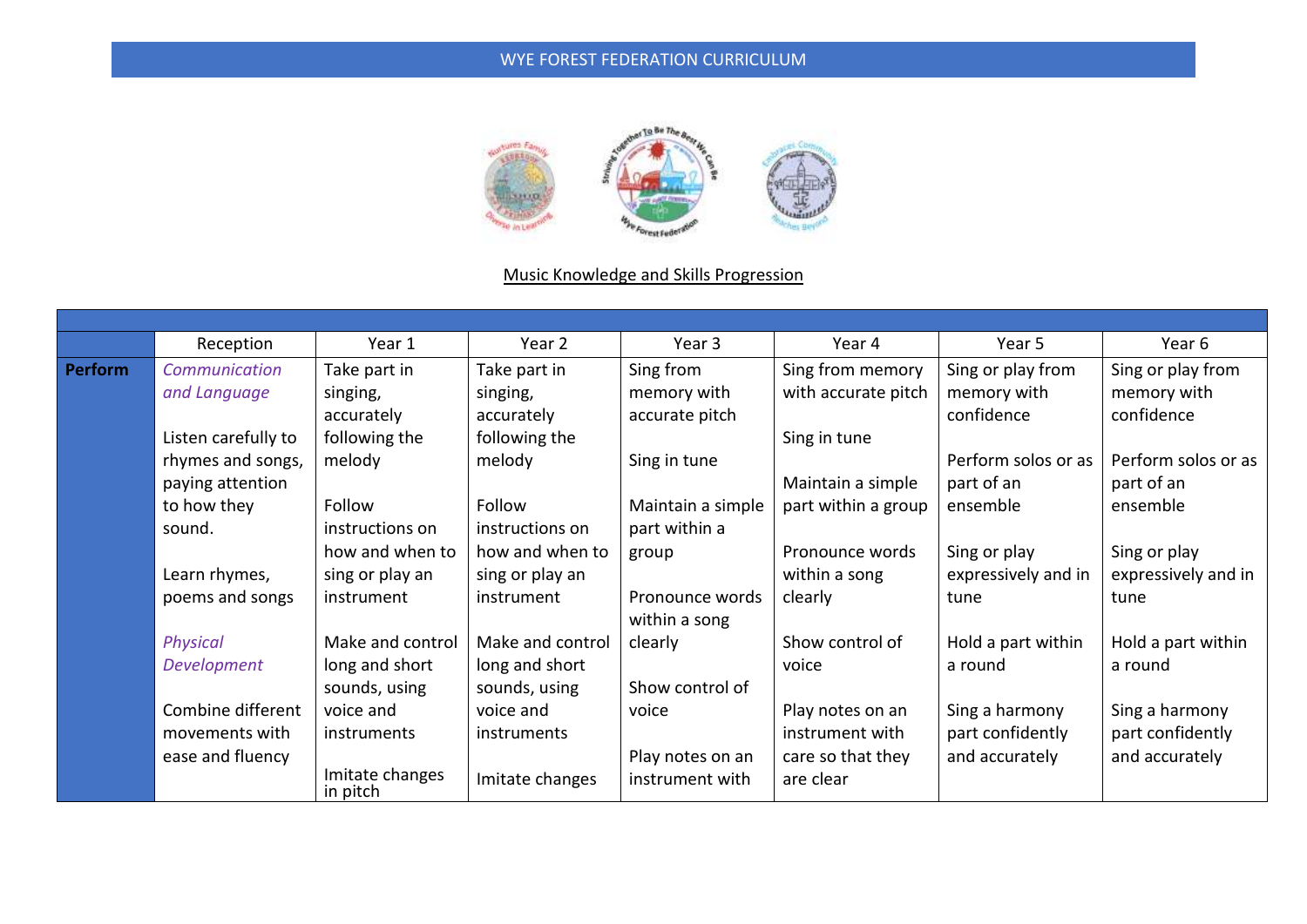WYE FOREST FEDERATION CURRICULUM

Music Knowledge and Skills Progression

| | Reception | Year 1 | Year 2 | Year 3 | Year 4 | Year 5 | Year 6 |
|---|---|---|---|---|---|---|---|
| **Perform** | *Communication and Language*<br><br>Listen carefully to rhymes and songs, paying attention to how they sound.<br><br>Learn rhymes, poems and songs<br><br>*Physical Development*<br><br>Combine different movements with ease and fluency | Take part in singing, accurately following the melody<br><br>Follow instructions on how and when to sing or play an instrument<br><br>Make and control long and short sounds, using voice and instruments<br><br>Imitate changes in pitch | Take part in singing, accurately following the melody<br><br>Follow instructions on how and when to sing or play an instrument<br><br>Make and control long and short sounds, using voice and instruments<br><br>Imitate changes | Sing from memory with accurate pitch<br><br>Sing in tune<br><br>Maintain a simple part within a group<br><br>Pronounce words within a song clearly<br><br>Show control of voice<br><br>Play notes on an instrument with | Sing from memory with accurate pitch<br><br>Sing in tune<br><br>Maintain a simple part within a group<br><br>Pronounce words within a song clearly<br><br>Show control of voice<br><br>Play notes on an instrument with care so that they are clear | Sing or play from memory with confidence<br><br>Perform solos or as part of an ensemble<br><br>Sing or play expressively and in tune<br><br>Hold a part within a round<br><br>Sing a harmony part confidently and accurately | Sing or play from memory with confidence<br><br>Perform solos or as part of an ensemble<br><br>Sing or play expressively and in tune<br><br>Hold a part within a round<br><br>Sing a harmony part confidently and accurately |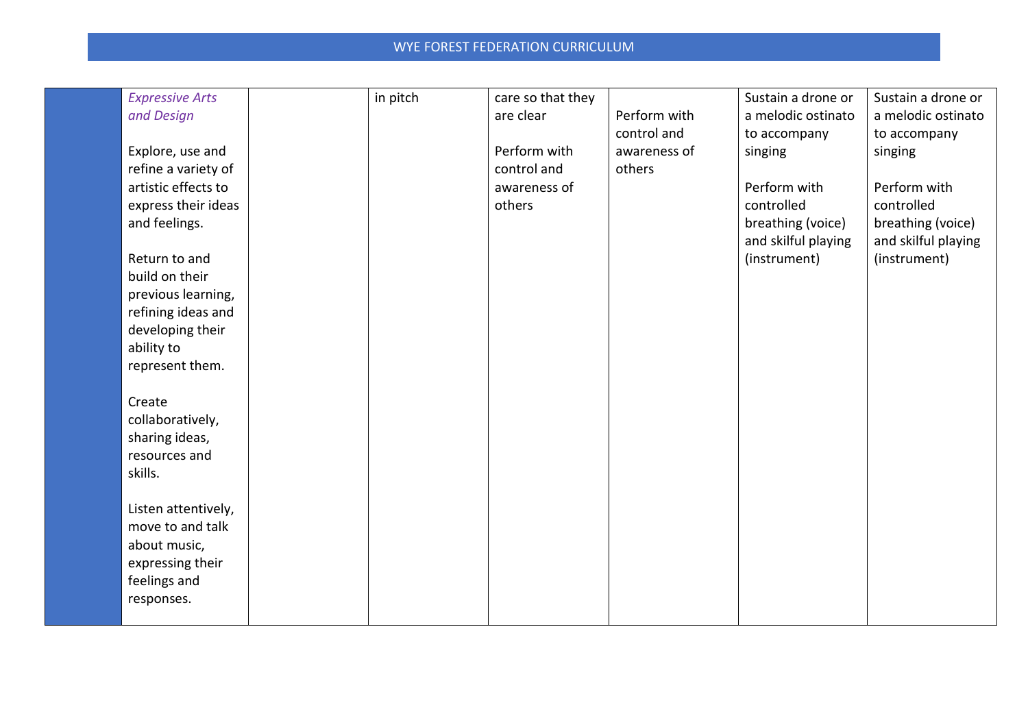| | | | | | | | |
|---|---|---|---|---|---|---|---|
| | *Expressive Arts and Design*<br><br>Explore, use and refine a variety of artistic effects to express their ideas and feelings.<br><br>Return to and build on their previous learning, refining ideas and developing their ability to represent them.<br><br>Create collaboratively, sharing ideas, resources and skills.<br><br>Listen attentively, move to and talk about music, expressing their feelings and responses. | | in pitch | care so that they are clear<br><br>Perform with control and awareness of others | Perform with control and awareness of others | Sustain a drone or a melodic ostinato to accompany singing<br><br>Perform with controlled breathing (voice) and skilful playing (instrument) | Sustain a drone or a melodic ostinato to accompany singing<br><br>Perform with controlled breathing (voice) and skilful playing (instrument) |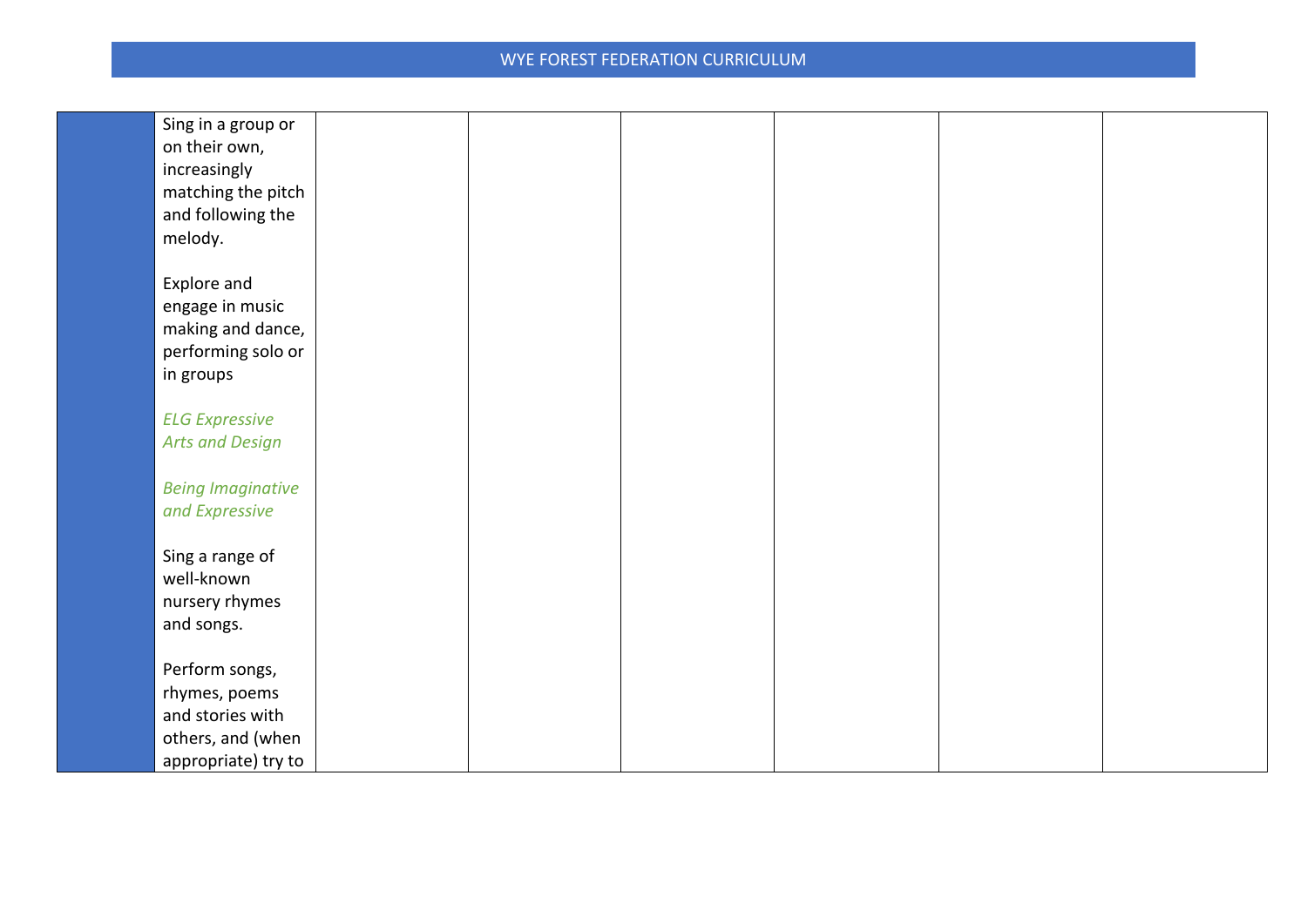|  | Sing in a group or on their own, increasingly matching the pitch and following the melody.<br><br>Explore and engage in music making and dance, performing solo or in groups<br><br>*ELG Expressive Arts and Design*<br><br>*Being Imaginative and Expressive*<br><br>Sing a range of well-known nursery rhymes and songs.<br><br>Perform songs, rhymes, poems and stories with others, and (when appropriate) try to |  |  |  |  |  |  |
|---|---|---|---|---|---|---|---|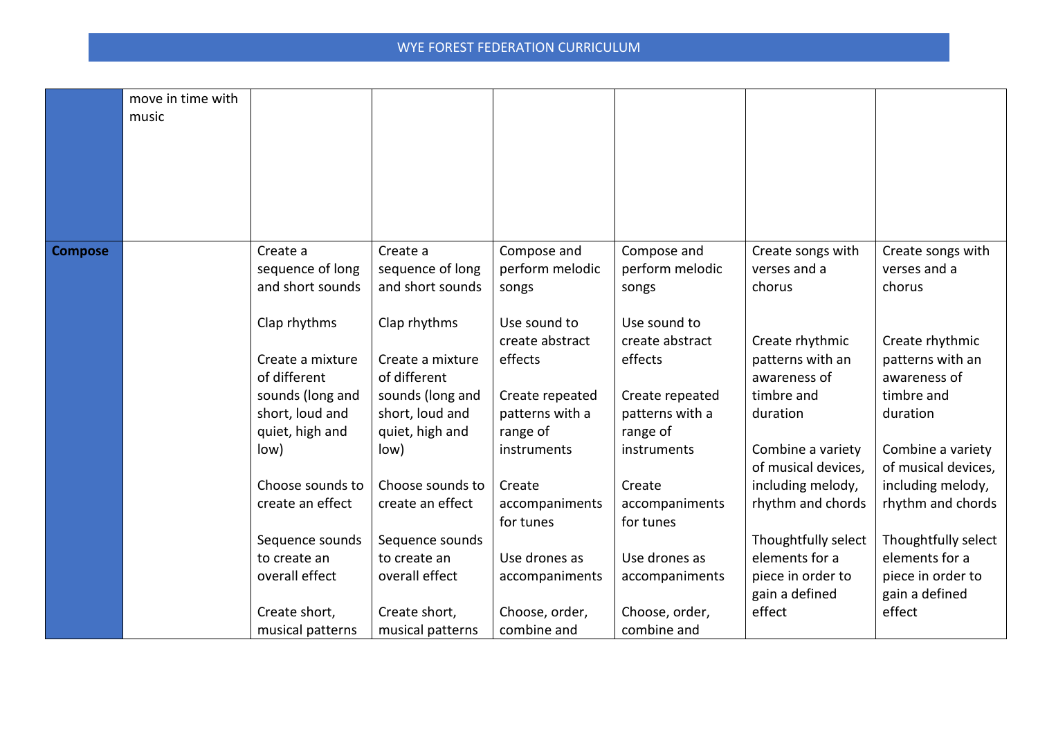| | | | | | | | |
|---|---|---|---|---|---|---|---|
| | move in time with music | | | | | | |
| **Compose** | | Create a sequence of long and short sounds<br><br>Clap rhythms<br><br>Create a mixture of different sounds (long and short, loud and quiet, high and low)<br><br>Choose sounds to create an effect<br><br>Sequence sounds to create an overall effect<br><br>Create short, musical patterns | Create a sequence of long and short sounds<br><br>Clap rhythms<br><br>Create a mixture of different sounds (long and short, loud and quiet, high and low)<br><br>Choose sounds to create an effect<br><br>Sequence sounds to create an overall effect<br><br>Create short, musical patterns | Compose and perform melodic songs<br><br>Use sound to create abstract effects<br><br>Create repeated patterns with a range of instruments<br><br>Create accompaniments for tunes<br><br>Use drones as accompaniments<br><br>Choose, order, combine and | Compose and perform melodic songs<br><br>Use sound to create abstract effects<br><br>Create repeated patterns with a range of instruments<br><br>Create accompaniments for tunes<br><br>Use drones as accompaniments<br><br>Choose, order, combine and | Create songs with verses and a chorus<br><br>Create rhythmic patterns with an awareness of timbre and duration<br><br>Combine a variety of musical devices, including melody, rhythm and chords<br><br>Thoughtfully select elements for a piece in order to gain a defined effect | Create songs with verses and a chorus<br><br>Create rhythmic patterns with an awareness of timbre and duration<br><br>Combine a variety of musical devices, including melody, rhythm and chords<br><br>Thoughtfully select elements for a piece in order to gain a defined effect |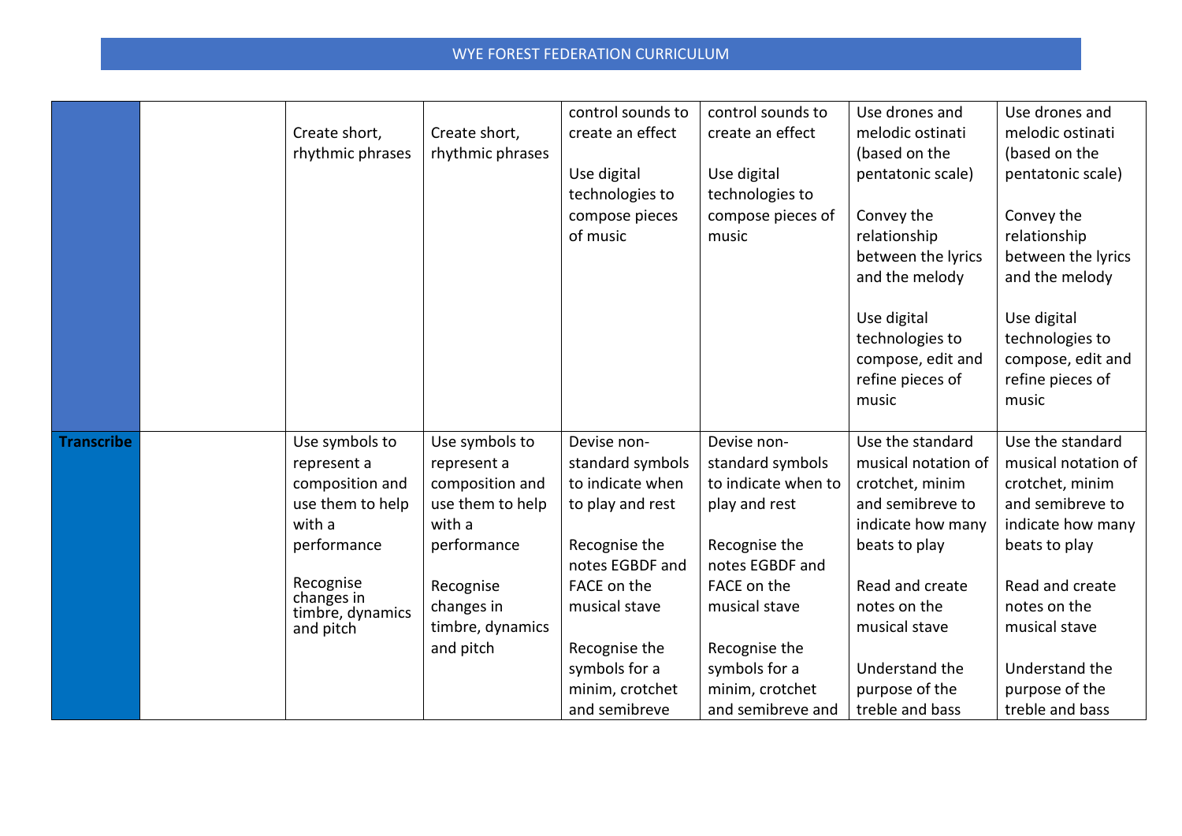| | | | | | | | |
|---|---|---|---|---|---|---|---|
| | | Create short, rhythmic phrases | Create short, rhythmic phrases | control sounds to create an effect<br><br>Use digital technologies to compose pieces of music | control sounds to create an effect<br><br>Use digital technologies to compose pieces of music | Use drones and melodic ostinati (based on the pentatonic scale)<br><br>Convey the relationship between the lyrics and the melody<br><br>Use digital technologies to compose, edit and refine pieces of music | Use drones and melodic ostinati (based on the pentatonic scale)<br><br>Convey the relationship between the lyrics and the melody<br><br>Use digital technologies to compose, edit and refine pieces of music |
| **Transcribe** | | Use symbols to represent a composition and use them to help with a performance<br><br>Recognise changes in timbre, dynamics and pitch | Use symbols to represent a composition and use them to help with a performance<br><br>Recognise changes in timbre, dynamics and pitch | Devise non-standard symbols to indicate when to play and rest<br><br>Recognise the notes EGBDF and FACE on the musical stave<br><br>Recognise the symbols for a minim, crotchet and semibreve | Devise non-standard symbols to indicate when to play and rest<br><br>Recognise the notes EGBDF and FACE on the musical stave<br><br>Recognise the symbols for a minim, crotchet and semibreve and | Use the standard musical notation of crotchet, minim and semibreve to indicate how many beats to play<br><br>Read and create notes on the musical stave<br><br>Understand the purpose of the treble and bass | Use the standard musical notation of crotchet, minim and semibreve to indicate how many beats to play<br><br>Read and create notes on the musical stave<br><br>Understand the purpose of the treble and bass |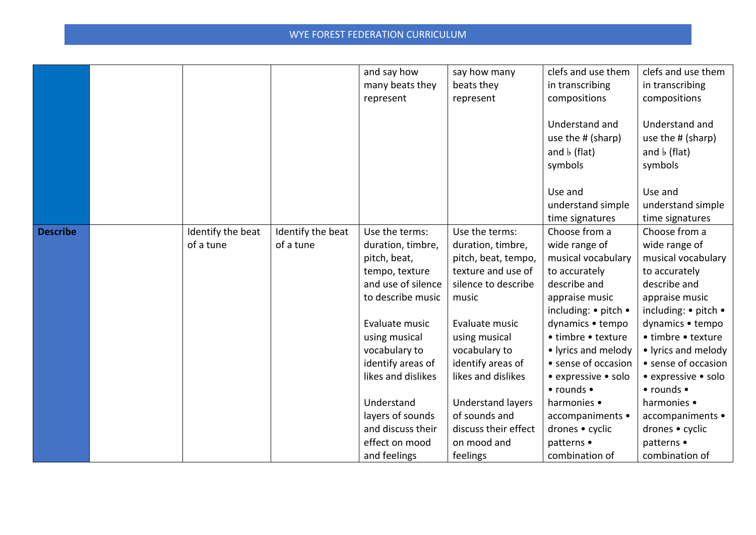| | | | | | | | |
|---|---|---|---|---|---|---|---|
| | | | | and say how many beats they represent | say how many beats they represent | clefs and use them in transcribing compositions<br><br>Understand and use the # (sharp) and ♭ (flat) symbols<br><br>Use and understand simple time signatures | clefs and use them in transcribing compositions<br><br>Understand and use the # (sharp) and ♭ (flat) symbols<br><br>Use and understand simple time signatures |
| **Describe** | | Identify the beat of a tune | Identify the beat of a tune | Use the terms: duration, timbre, pitch, beat, tempo, texture and use of silence to describe music<br><br>Evaluate music using musical vocabulary to identify areas of likes and dislikes<br><br>Understand layers of sounds and discuss their effect on mood and feelings | Use the terms: duration, timbre, pitch, beat, tempo, texture and use of silence to describe music<br><br>Evaluate music using musical vocabulary to identify areas of likes and dislikes<br><br>Understand layers of sounds and discuss their effect on mood and feelings | Choose from a wide range of musical vocabulary to accurately describe and appraise music including: • pitch • dynamics • tempo • timbre • texture • lyrics and melody • sense of occasion • expressive • solo • rounds • harmonies • accompaniments • drones • cyclic patterns • combination of | Choose from a wide range of musical vocabulary to accurately describe and appraise music including: • pitch • dynamics • tempo • timbre • texture • lyrics and melody • sense of occasion • expressive • solo • rounds • harmonies • accompaniments • drones • cyclic patterns • combination of |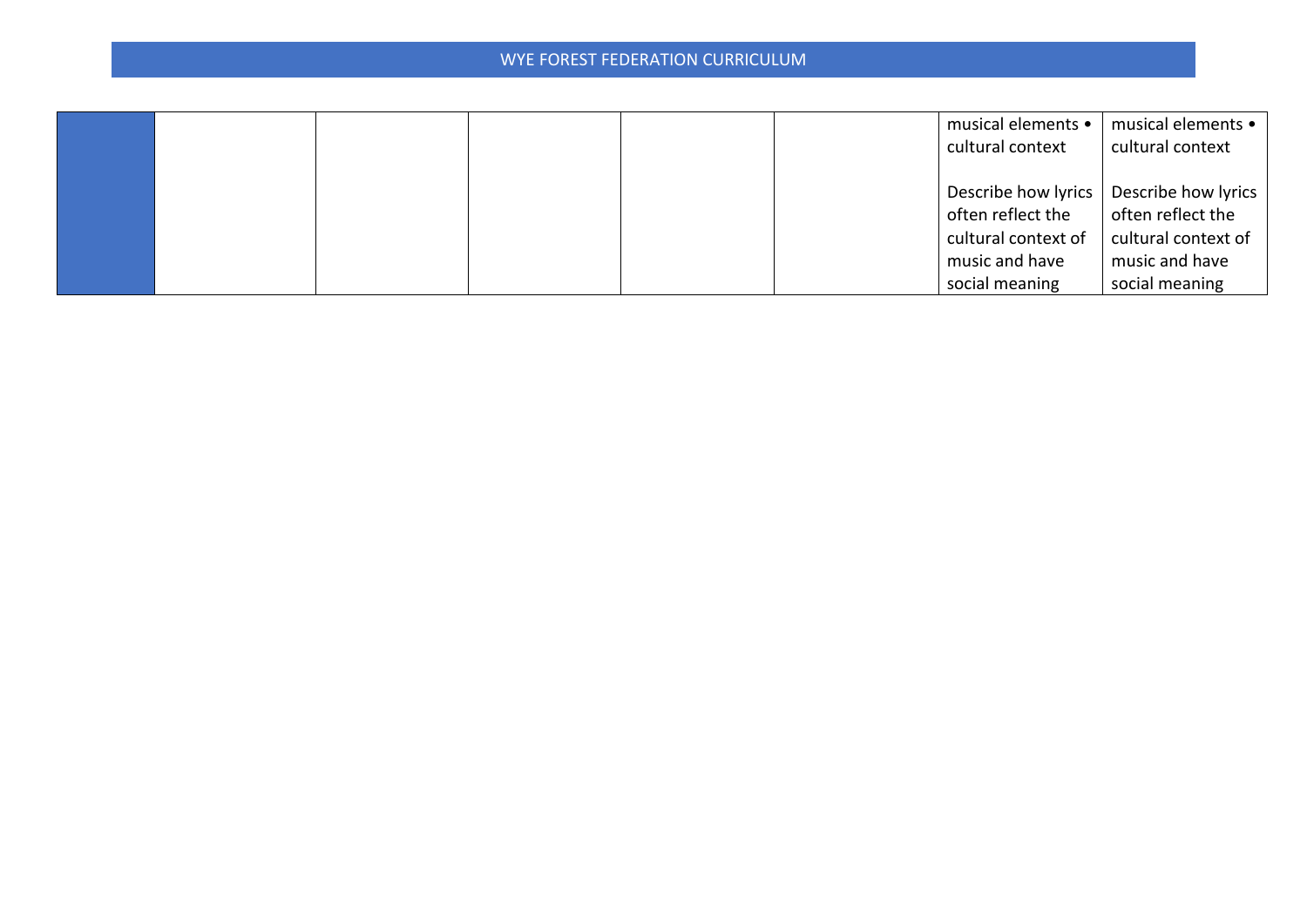| | | | | | | | |
|---|---|---|---|---|---|---|---|
| | | | | | | musical elements • cultural context<br><br>Describe how lyrics often reflect the cultural context of music and have social meaning | musical elements • cultural context<br><br>Describe how lyrics often reflect the cultural context of music and have social meaning |